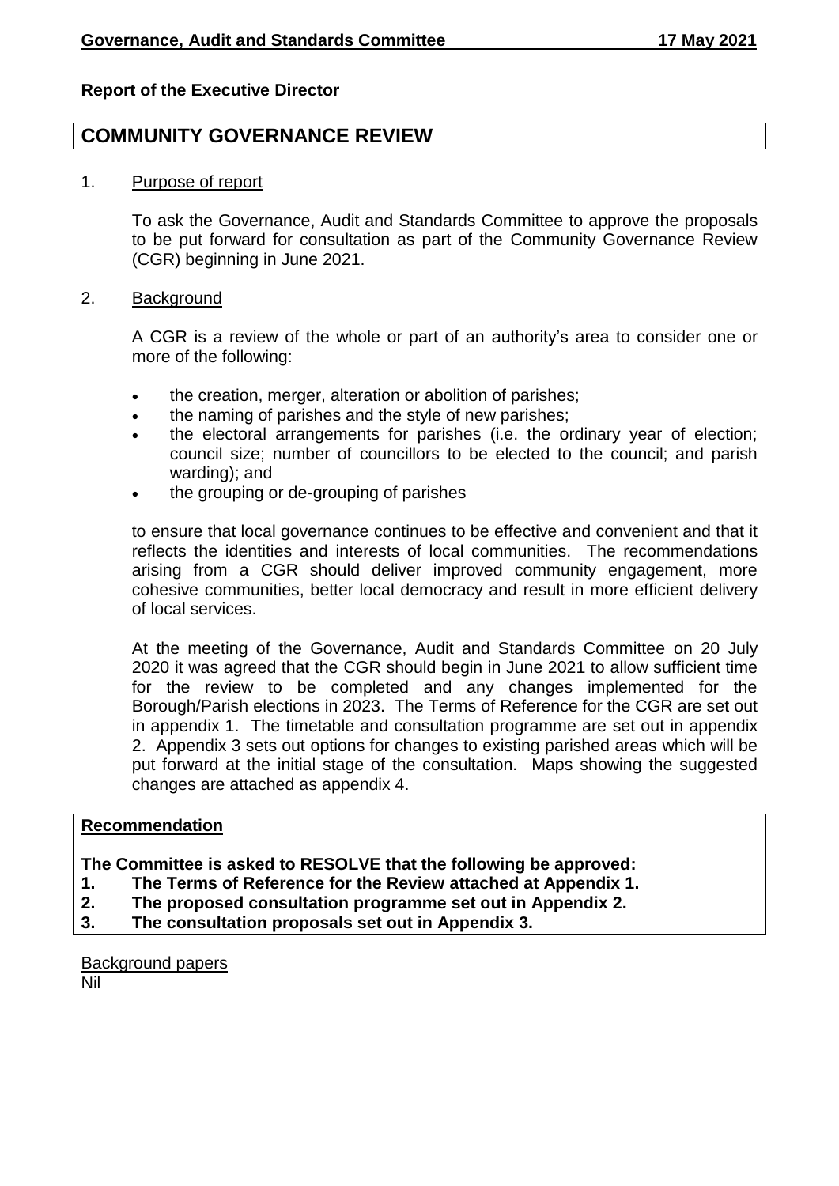**Report of the Executive Director**

# COMMUNITY GOVERNANCE REVIEW

1. Purpose of report

   To ask the Governance, Audit and Standards Committee to approve the proposals to be put forward for consultation as part of the Community Governance Review (CGR) beginning in June 2021.

2. Background

   A CGR is a review of the whole or part of an authority's area to consider one or more of the following:

   - the creation, merger, alteration or abolition of parishes;
   - the naming of parishes and the style of new parishes;
   - the electoral arrangements for parishes (i.e. the ordinary year of election; council size; number of councillors to be elected to the council; and parish warding); and
   - the grouping or de-grouping of parishes

   to ensure that local governance continues to be effective and convenient and that it reflects the identities and interests of local communities. The recommendations arising from a CGR should deliver improved community engagement, more cohesive communities, better local democracy and result in more efficient delivery of local services.

   At the meeting of the Governance, Audit and Standards Committee on 20 July 2020 it was agreed that the CGR should begin in June 2021 to allow sufficient time for the review to be completed and any changes implemented for the Borough/Parish elections in 2023. The Terms of Reference for the CGR are set out in appendix 1. The timetable and consultation programme are set out in appendix 2. Appendix 3 sets out options for changes to existing parished areas which will be put forward at the initial stage of the consultation. Maps showing the suggested changes are attached as appendix 4.

**Recommendation**

**The Committee is asked to RESOLVE that the following be approved:**

1. **The Terms of Reference for the Review attached at Appendix 1.**
2. **The proposed consultation programme set out in Appendix 2.**
3. **The consultation proposals set out in Appendix 3.**

Background papers

Nil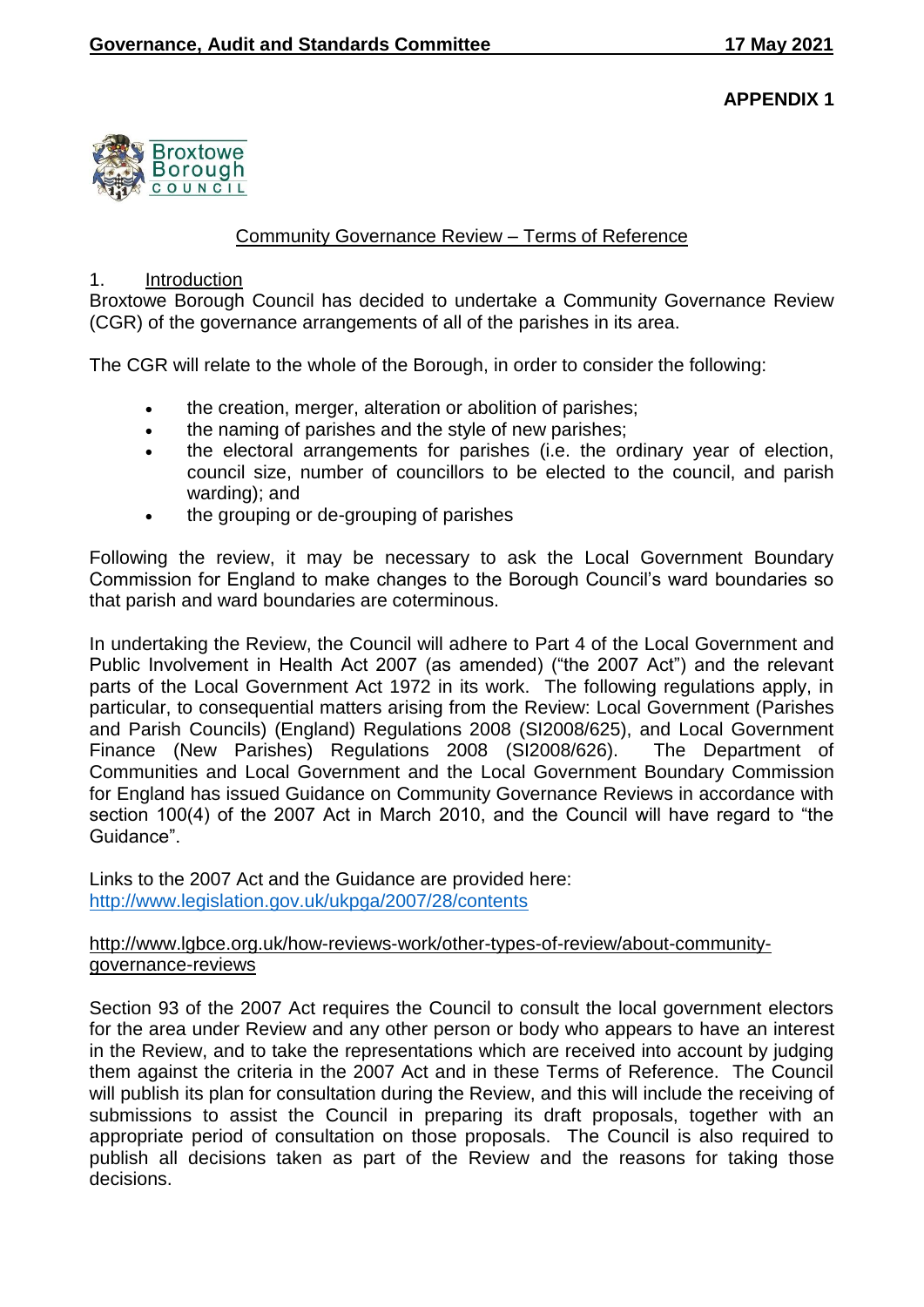**APPENDIX 1**

Broxtowe Borough COUNCIL

## Community Governance Review – Terms of Reference

### 1. Introduction

Broxtowe Borough Council has decided to undertake a Community Governance Review (CGR) of the governance arrangements of all of the parishes in its area.

The CGR will relate to the whole of the Borough, in order to consider the following:

- the creation, merger, alteration or abolition of parishes;
- the naming of parishes and the style of new parishes;
- the electoral arrangements for parishes (i.e. the ordinary year of election, council size, number of councillors to be elected to the council, and parish warding); and
- the grouping or de-grouping of parishes

Following the review, it may be necessary to ask the Local Government Boundary Commission for England to make changes to the Borough Council's ward boundaries so that parish and ward boundaries are coterminous.

In undertaking the Review, the Council will adhere to Part 4 of the Local Government and Public Involvement in Health Act 2007 (as amended) ("the 2007 Act") and the relevant parts of the Local Government Act 1972 in its work. The following regulations apply, in particular, to consequential matters arising from the Review: Local Government (Parishes and Parish Councils) (England) Regulations 2008 (SI2008/625), and Local Government Finance (New Parishes) Regulations 2008 (SI2008/626). The Department of Communities and Local Government and the Local Government Boundary Commission for England has issued Guidance on Community Governance Reviews in accordance with section 100(4) of the 2007 Act in March 2010, and the Council will have regard to "the Guidance".

Links to the 2007 Act and the Guidance are provided here:
http://www.legislation.gov.uk/ukpga/2007/28/contents

http://www.lgbce.org.uk/how-reviews-work/other-types-of-review/about-community-governance-reviews

Section 93 of the 2007 Act requires the Council to consult the local government electors for the area under Review and any other person or body who appears to have an interest in the Review, and to take the representations which are received into account by judging them against the criteria in the 2007 Act and in these Terms of Reference. The Council will publish its plan for consultation during the Review, and this will include the receiving of submissions to assist the Council in preparing its draft proposals, together with an appropriate period of consultation on those proposals. The Council is also required to publish all decisions taken as part of the Review and the reasons for taking those decisions.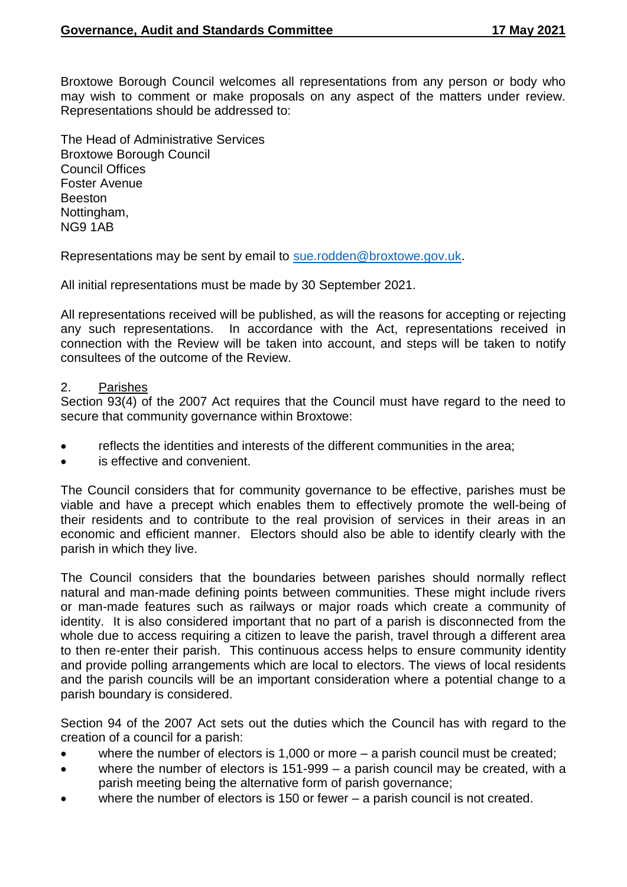Broxtowe Borough Council welcomes all representations from any person or body who may wish to comment or make proposals on any aspect of the matters under review. Representations should be addressed to:

The Head of Administrative Services  
Broxtowe Borough Council  
Council Offices  
Foster Avenue  
Beeston  
Nottingham,  
NG9 1AB

Representations may be sent by email to [sue.rodden@broxtowe.gov.uk](mailto:sue.rodden@broxtowe.gov.uk).

All initial representations must be made by 30 September 2021.

All representations received will be published, as will the reasons for accepting or rejecting any such representations. In accordance with the Act, representations received in connection with the Review will be taken into account, and steps will be taken to notify consultees of the outcome of the Review.

2. <u>Parishes</u>

Section 93(4) of the 2007 Act requires that the Council must have regard to the need to secure that community governance within Broxtowe:

- reflects the identities and interests of the different communities in the area;
- is effective and convenient.

The Council considers that for community governance to be effective, parishes must be viable and have a precept which enables them to effectively promote the well-being of their residents and to contribute to the real provision of services in their areas in an economic and efficient manner. Electors should also be able to identify clearly with the parish in which they live.

The Council considers that the boundaries between parishes should normally reflect natural and man-made defining points between communities. These might include rivers or man-made features such as railways or major roads which create a community of identity. It is also considered important that no part of a parish is disconnected from the whole due to access requiring a citizen to leave the parish, travel through a different area to then re-enter their parish. This continuous access helps to ensure community identity and provide polling arrangements which are local to electors. The views of local residents and the parish councils will be an important consideration where a potential change to a parish boundary is considered.

Section 94 of the 2007 Act sets out the duties which the Council has with regard to the creation of a council for a parish:

- where the number of electors is 1,000 or more – a parish council must be created;
- where the number of electors is 151-999 – a parish council may be created, with a parish meeting being the alternative form of parish governance;
- where the number of electors is 150 or fewer – a parish council is not created.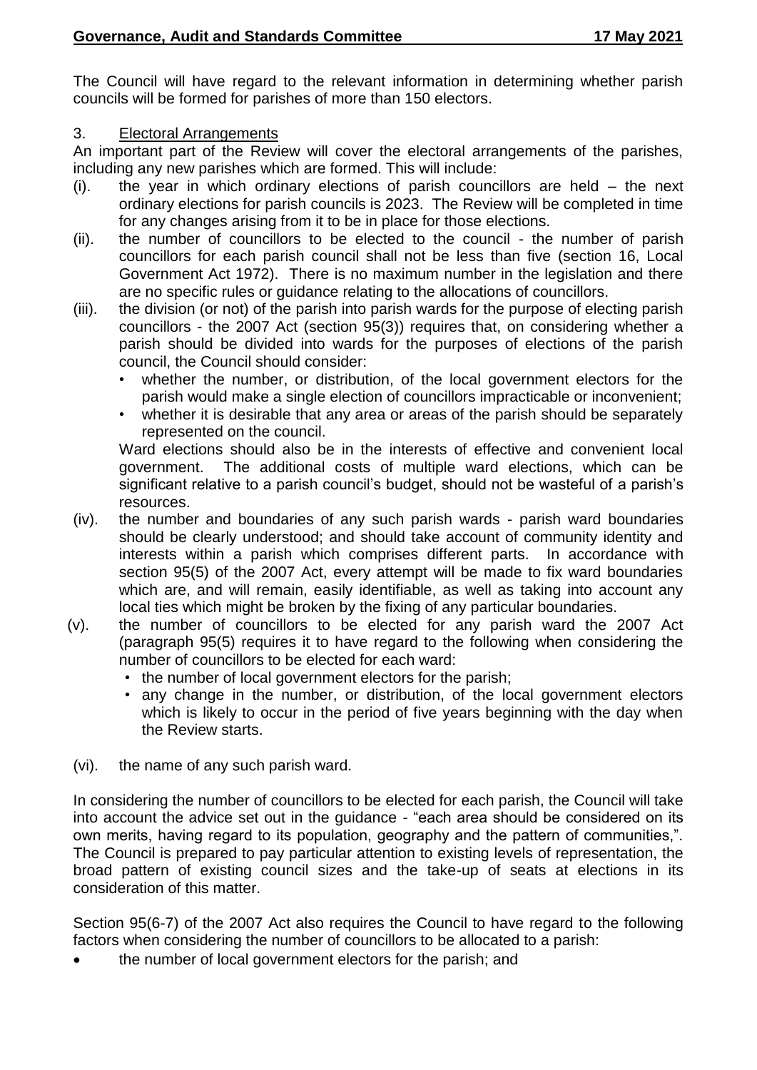The Council will have regard to the relevant information in determining whether parish councils will be formed for parishes of more than 150 electors.

3. Electoral Arrangements

An important part of the Review will cover the electoral arrangements of the parishes, including any new parishes which are formed. This will include:

(i). the year in which ordinary elections of parish councillors are held – the next ordinary elections for parish councils is 2023. The Review will be completed in time for any changes arising from it to be in place for those elections.

(ii). the number of councillors to be elected to the council - the number of parish councillors for each parish council shall not be less than five (section 16, Local Government Act 1972). There is no maximum number in the legislation and there are no specific rules or guidance relating to the allocations of councillors.

(iii). the division (or not) of the parish into parish wards for the purpose of electing parish councillors - the 2007 Act (section 95(3)) requires that, on considering whether a parish should be divided into wards for the purposes of elections of the parish council, the Council should consider:
   - whether the number, or distribution, of the local government electors for the parish would make a single election of councillors impracticable or inconvenient;
   - whether it is desirable that any area or areas of the parish should be separately represented on the council.

   Ward elections should also be in the interests of effective and convenient local government. The additional costs of multiple ward elections, which can be significant relative to a parish council's budget, should not be wasteful of a parish's resources.

(iv). the number and boundaries of any such parish wards - parish ward boundaries should be clearly understood; and should take account of community identity and interests within a parish which comprises different parts. In accordance with section 95(5) of the 2007 Act, every attempt will be made to fix ward boundaries which are, and will remain, easily identifiable, as well as taking into account any local ties which might be broken by the fixing of any particular boundaries.

(v). the number of councillors to be elected for any parish ward the 2007 Act (paragraph 95(5) requires it to have regard to the following when considering the number of councillors to be elected for each ward:
   - the number of local government electors for the parish;
   - any change in the number, or distribution, of the local government electors which is likely to occur in the period of five years beginning with the day when the Review starts.

(vi). the name of any such parish ward.

In considering the number of councillors to be elected for each parish, the Council will take into account the advice set out in the guidance - "each area should be considered on its own merits, having regard to its population, geography and the pattern of communities,". The Council is prepared to pay particular attention to existing levels of representation, the broad pattern of existing council sizes and the take-up of seats at elections in its consideration of this matter.

Section 95(6-7) of the 2007 Act also requires the Council to have regard to the following factors when considering the number of councillors to be allocated to a parish:

- the number of local government electors for the parish; and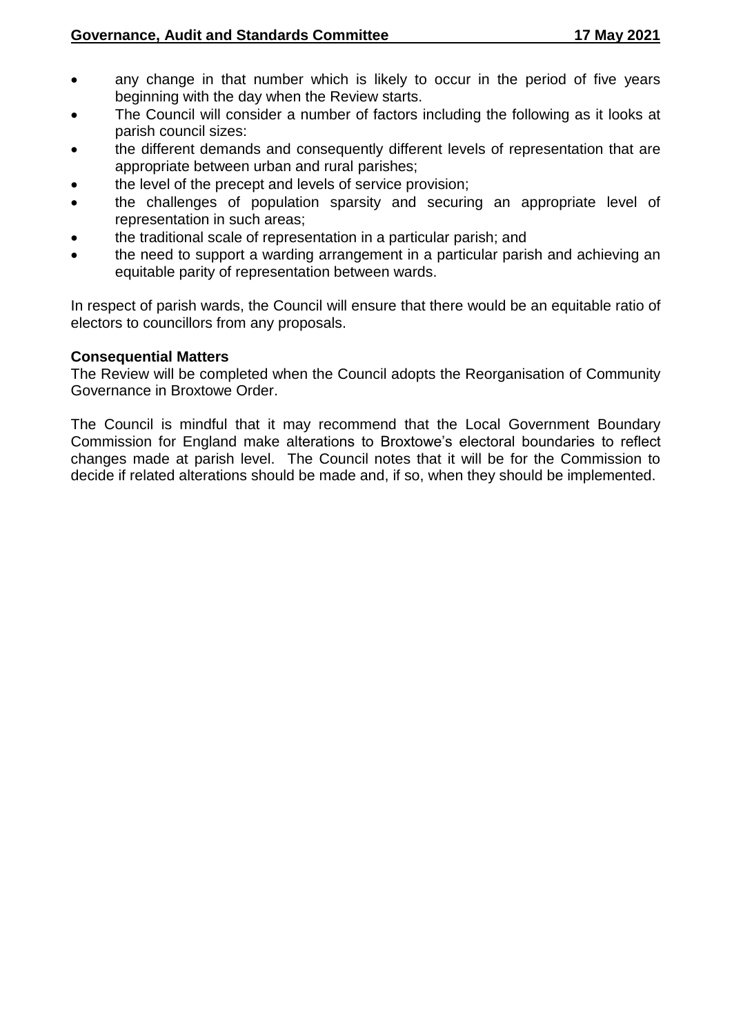- any change in that number which is likely to occur in the period of five years beginning with the day when the Review starts.
- The Council will consider a number of factors including the following as it looks at parish council sizes:
- the different demands and consequently different levels of representation that are appropriate between urban and rural parishes;
- the level of the precept and levels of service provision;
- the challenges of population sparsity and securing an appropriate level of representation in such areas;
- the traditional scale of representation in a particular parish; and
- the need to support a warding arrangement in a particular parish and achieving an equitable parity of representation between wards.

In respect of parish wards, the Council will ensure that there would be an equitable ratio of electors to councillors from any proposals.

**Consequential Matters**

The Review will be completed when the Council adopts the Reorganisation of Community Governance in Broxtowe Order.

The Council is mindful that it may recommend that the Local Government Boundary Commission for England make alterations to Broxtowe's electoral boundaries to reflect changes made at parish level. The Council notes that it will be for the Commission to decide if related alterations should be made and, if so, when they should be implemented.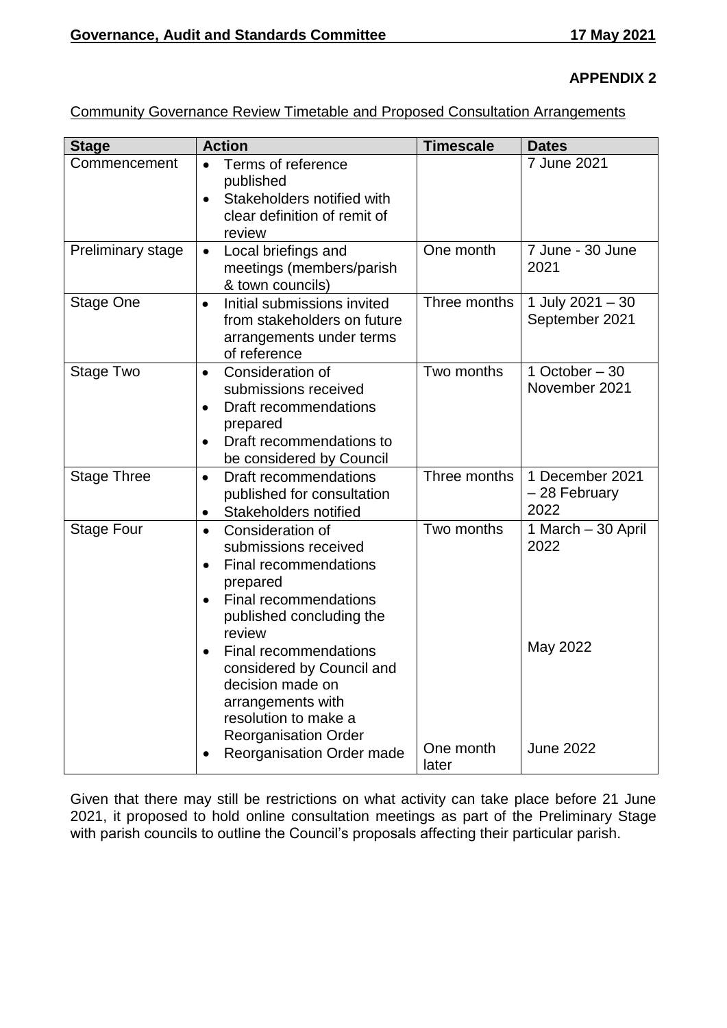**APPENDIX 2**

Community Governance Review Timetable and Proposed Consultation Arrangements

| Stage | Action | Timescale | Dates |
|---|---|---|---|
| Commencement | • Terms of reference published<br>• Stakeholders notified with clear definition of remit of review | | 7 June 2021 |
| Preliminary stage | • Local briefings and meetings (members/parish & town councils) | One month | 7 June - 30 June 2021 |
| Stage One | • Initial submissions invited from stakeholders on future arrangements under terms of reference | Three months | 1 July 2021 – 30 September 2021 |
| Stage Two | • Consideration of submissions received<br>• Draft recommendations prepared<br>• Draft recommendations to be considered by Council | Two months | 1 October – 30 November 2021 |
| Stage Three | • Draft recommendations published for consultation<br>• Stakeholders notified | Three months | 1 December 2021 – 28 February 2022 |
| Stage Four | • Consideration of submissions received<br>• Final recommendations prepared<br>• Final recommendations published concluding the review<br>• Final recommendations considered by Council and decision made on arrangements with resolution to make a Reorganisation Order<br>• Reorganisation Order made | Two months<br><br><br><br><br>One month later | 1 March – 30 April 2022<br><br>May 2022<br><br>June 2022 |

Given that there may still be restrictions on what activity can take place before 21 June 2021, it proposed to hold online consultation meetings as part of the Preliminary Stage with parish councils to outline the Council's proposals affecting their particular parish.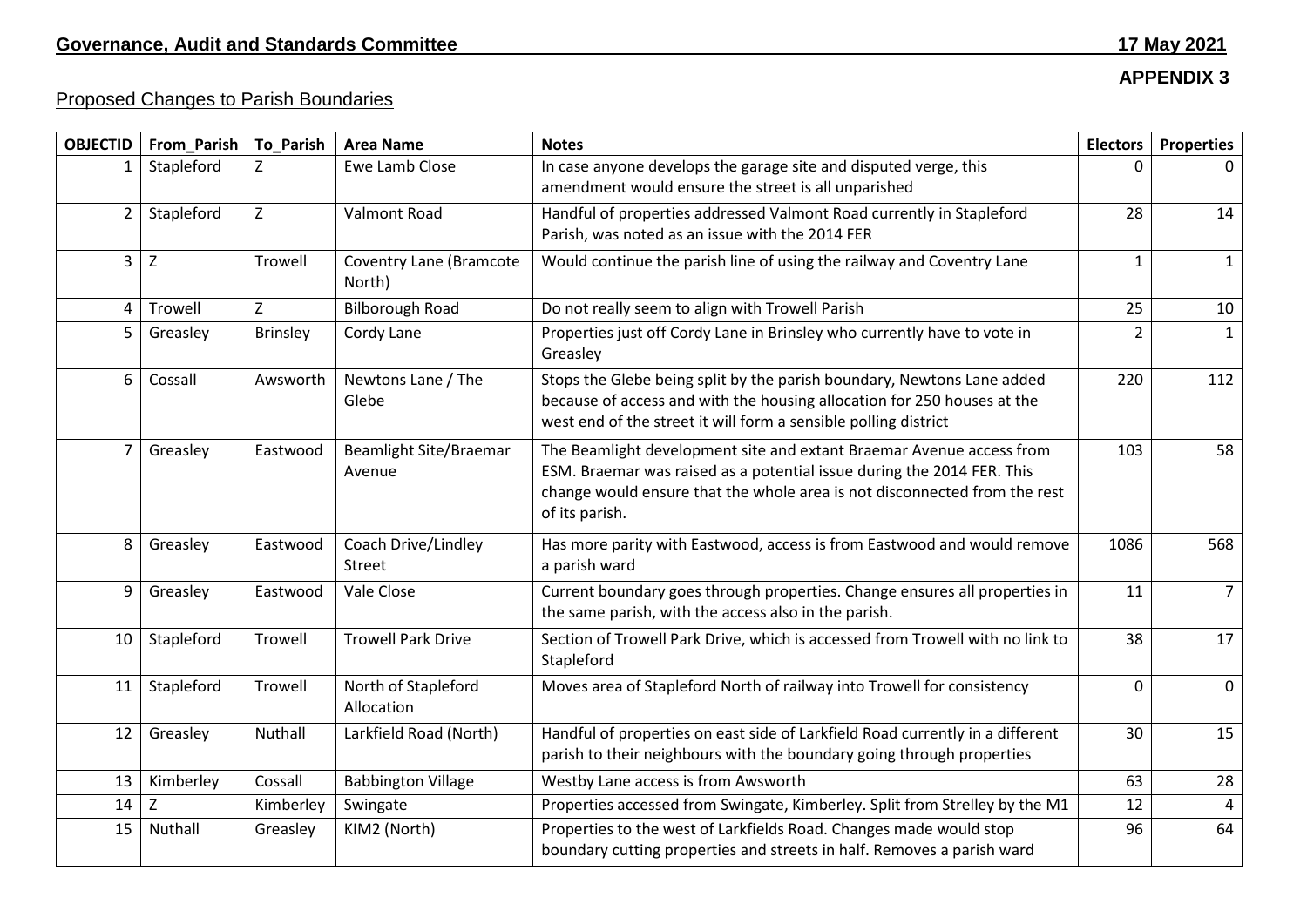**APPENDIX 3**

## Proposed Changes to Parish Boundaries

| OBJECTID | From_Parish | To_Parish | Area Name | Notes | Electors | Properties |
|---|---|---|---|---|---|---|
| 1 | Stapleford | Z | Ewe Lamb Close | In case anyone develops the garage site and disputed verge, this amendment would ensure the street is all unparished | 0 | 0 |
| 2 | Stapleford | Z | Valmont Road | Handful of properties addressed Valmont Road currently in Stapleford Parish, was noted as an issue with the 2014 FER | 28 | 14 |
| 3 | Z | Trowell | Coventry Lane (Bramcote North) | Would continue the parish line of using the railway and Coventry Lane | 1 | 1 |
| 4 | Trowell | Z | Bilborough Road | Do not really seem to align with Trowell Parish | 25 | 10 |
| 5 | Greasley | Brinsley | Cordy Lane | Properties just off Cordy Lane in Brinsley who currently have to vote in Greasley | 2 | 1 |
| 6 | Cossall | Awsworth | Newtons Lane / The Glebe | Stops the Glebe being split by the parish boundary, Newtons Lane added because of access and with the housing allocation for 250 houses at the west end of the street it will form a sensible polling district | 220 | 112 |
| 7 | Greasley | Eastwood | Beamlight Site/Braemar Avenue | The Beamlight development site and extant Braemar Avenue access from ESM. Braemar was raised as a potential issue during the 2014 FER. This change would ensure that the whole area is not disconnected from the rest of its parish. | 103 | 58 |
| 8 | Greasley | Eastwood | Coach Drive/Lindley Street | Has more parity with Eastwood, access is from Eastwood and would remove a parish ward | 1086 | 568 |
| 9 | Greasley | Eastwood | Vale Close | Current boundary goes through properties. Change ensures all properties in the same parish, with the access also in the parish. | 11 | 7 |
| 10 | Stapleford | Trowell | Trowell Park Drive | Section of Trowell Park Drive, which is accessed from Trowell with no link to Stapleford | 38 | 17 |
| 11 | Stapleford | Trowell | North of Stapleford Allocation | Moves area of Stapleford North of railway into Trowell for consistency | 0 | 0 |
| 12 | Greasley | Nuthall | Larkfield Road (North) | Handful of properties on east side of Larkfield Road currently in a different parish to their neighbours with the boundary going through properties | 30 | 15 |
| 13 | Kimberley | Cossall | Babbington Village | Westby Lane access is from Awsworth | 63 | 28 |
| 14 | Z | Kimberley | Swingate | Properties accessed from Swingate, Kimberley. Split from Strelley by the M1 | 12 | 4 |
| 15 | Nuthall | Greasley | KIM2 (North) | Properties to the west of Larkfields Road. Changes made would stop boundary cutting properties and streets in half. Removes a parish ward | 96 | 64 |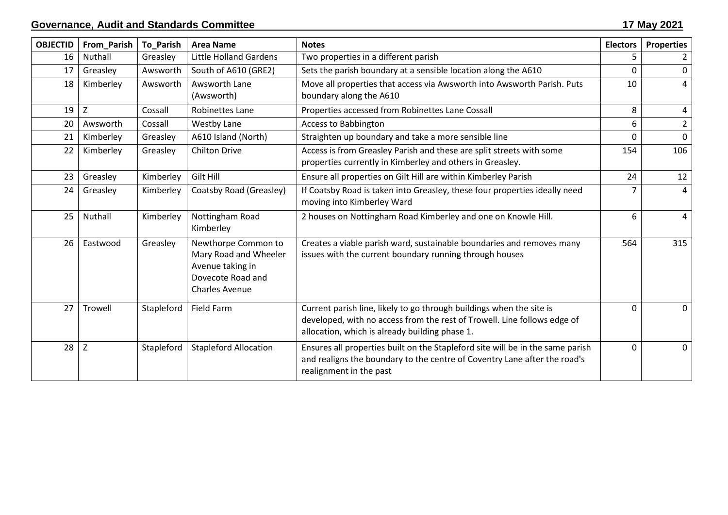| OBJECTID | From_Parish | To_Parish | Area Name | Notes | Electors | Properties |
|---|---|---|---|---|---|---|
| 16 | Nuthall | Greasley | Little Holland Gardens | Two properties in a different parish | 5 | 2 |
| 17 | Greasley | Awsworth | South of A610 (GRE2) | Sets the parish boundary at a sensible location along the A610 | 0 | 0 |
| 18 | Kimberley | Awsworth | Awsworth Lane (Awsworth) | Move all properties that access via Awsworth into Awsworth Parish. Puts boundary along the A610 | 10 | 4 |
| 19 | Z | Cossall | Robinettes Lane | Properties accessed from Robinettes Lane Cossall | 8 | 4 |
| 20 | Awsworth | Cossall | Westby Lane | Access to Babbington | 6 | 2 |
| 21 | Kimberley | Greasley | A610 Island (North) | Straighten up boundary and take a more sensible line | 0 | 0 |
| 22 | Kimberley | Greasley | Chilton Drive | Access is from Greasley Parish and these are split streets with some properties currently in Kimberley and others in Greasley. | 154 | 106 |
| 23 | Greasley | Kimberley | Gilt Hill | Ensure all properties on Gilt Hill are within Kimberley Parish | 24 | 12 |
| 24 | Greasley | Kimberley | Coatsby Road (Greasley) | If Coatsby Road is taken into Greasley, these four properties ideally need moving into Kimberley Ward | 7 | 4 |
| 25 | Nuthall | Kimberley | Nottingham Road Kimberley | 2 houses on Nottingham Road Kimberley and one on Knowle Hill. | 6 | 4 |
| 26 | Eastwood | Greasley | Newthorpe Common to Mary Road and Wheeler Avenue taking in Dovecote Road and Charles Avenue | Creates a viable parish ward, sustainable boundaries and removes many issues with the current boundary running through houses | 564 | 315 |
| 27 | Trowell | Stapleford | Field Farm | Current parish line, likely to go through buildings when the site is developed, with no access from the rest of Trowell. Line follows edge of allocation, which is already building phase 1. | 0 | 0 |
| 28 | Z | Stapleford | Stapleford Allocation | Ensures all properties built on the Stapleford site will be in the same parish and realigns the boundary to the centre of Coventry Lane after the road's realignment in the past | 0 | 0 |